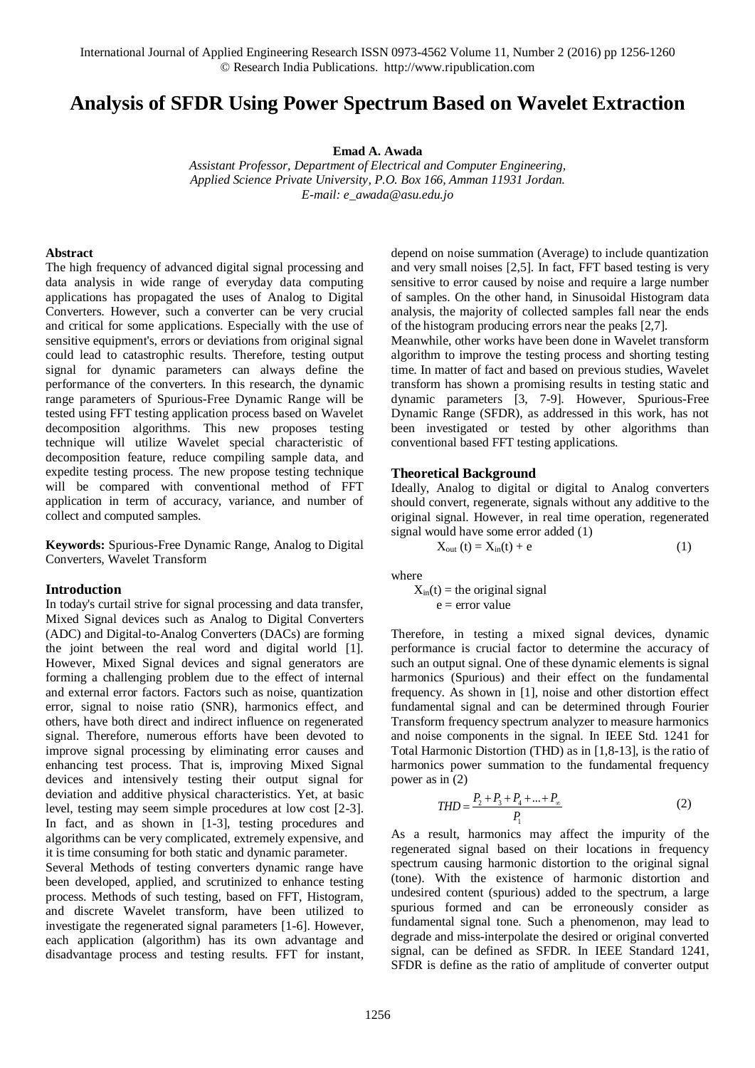# Analysis of SFDR Using Power Spectrum Based on Wavelet Extraction

**Emad A. Awada**

*Assistant Professor, Department of Electrical and Computer Engineering,*
*Applied Science Private University, P.O. Box 166, Amman 11931 Jordan.*
*E-mail: e_awada@asu.edu.jo*

### Abstract

The high frequency of advanced digital signal processing and data analysis in wide range of everyday data computing applications has propagated the uses of Analog to Digital Converters. However, such a converter can be very crucial and critical for some applications. Especially with the use of sensitive equipment's, errors or deviations from original signal could lead to catastrophic results. Therefore, testing output signal for dynamic parameters can always define the performance of the converters. In this research, the dynamic range parameters of Spurious-Free Dynamic Range will be tested using FFT testing application process based on Wavelet decomposition algorithms. This new proposes testing technique will utilize Wavelet special characteristic of decomposition feature, reduce compiling sample data, and expedite testing process. The new propose testing technique will be compared with conventional method of FFT application in term of accuracy, variance, and number of collect and computed samples.

**Keywords:** Spurious-Free Dynamic Range, Analog to Digital Converters, Wavelet Transform

## Introduction

In today's curtail strive for signal processing and data transfer, Mixed Signal devices such as Analog to Digital Converters (ADC) and Digital-to-Analog Converters (DACs) are forming the joint between the real word and digital world [1]. However, Mixed Signal devices and signal generators are forming a challenging problem due to the effect of internal and external error factors. Factors such as noise, quantization error, signal to noise ratio (SNR), harmonics effect, and others, have both direct and indirect influence on regenerated signal. Therefore, numerous efforts have been devoted to improve signal processing by eliminating error causes and enhancing test process. That is, improving Mixed Signal devices and intensively testing their output signal for deviation and additive physical characteristics. Yet, at basic level, testing may seem simple procedures at low cost [2-3]. In fact, and as shown in [1-3], testing procedures and algorithms can be very complicated, extremely expensive, and it is time consuming for both static and dynamic parameter.

Several Methods of testing converters dynamic range have been developed, applied, and scrutinized to enhance testing process. Methods of such testing, based on FFT, Histogram, and discrete Wavelet transform, have been utilized to investigate the regenerated signal parameters [1-6]. However, each application (algorithm) has its own advantage and disadvantage process and testing results. FFT for instant, depend on noise summation (Average) to include quantization and very small noises [2,5]. In fact, FFT based testing is very sensitive to error caused by noise and require a large number of samples. On the other hand, in Sinusoidal Histogram data analysis, the majority of collected samples fall near the ends of the histogram producing errors near the peaks [2,7].

Meanwhile, other works have been done in Wavelet transform algorithm to improve the testing process and shorting testing time. In matter of fact and based on previous studies, Wavelet transform has shown a promising results in testing static and dynamic parameters [3, 7-9]. However, Spurious-Free Dynamic Range (SFDR), as addressed in this work, has not been investigated or tested by other algorithms than conventional based FFT testing applications.

## Theoretical Background

Ideally, Analog to digital or digital to Analog converters should convert, regenerate, signals without any additive to the original signal. However, in real time operation, regenerated signal would have some error added (1)

$$X_{out}(t) = X_{in}(t) + e \quad (1)$$

where

$X_{in}(t)$ = the original signal
$e$ = error value

Therefore, in testing a mixed signal devices, dynamic performance is crucial factor to determine the accuracy of such an output signal. One of these dynamic elements is signal harmonics (Spurious) and their effect on the fundamental frequency. As shown in [1], noise and other distortion effect fundamental signal and can be determined through Fourier Transform frequency spectrum analyzer to measure harmonics and noise components in the signal. In IEEE Std. 1241 for Total Harmonic Distortion (THD) as in [1,8-13], is the ratio of harmonics power summation to the fundamental frequency power as in (2)

$$THD = \frac{P_2 + P_3 + P_4 + ... + P_\infty}{P_1} \quad (2)$$

As a result, harmonics may affect the impurity of the regenerated signal based on their locations in frequency spectrum causing harmonic distortion to the original signal (tone). With the existence of harmonic distortion and undesired content (spurious) added to the spectrum, a large spurious formed and can be erroneously consider as fundamental signal tone. Such a phenomenon, may lead to degrade and miss-interpolate the desired or original converted signal, can be defined as SFDR. In IEEE Standard 1241, SFDR is define as the ratio of amplitude of converter output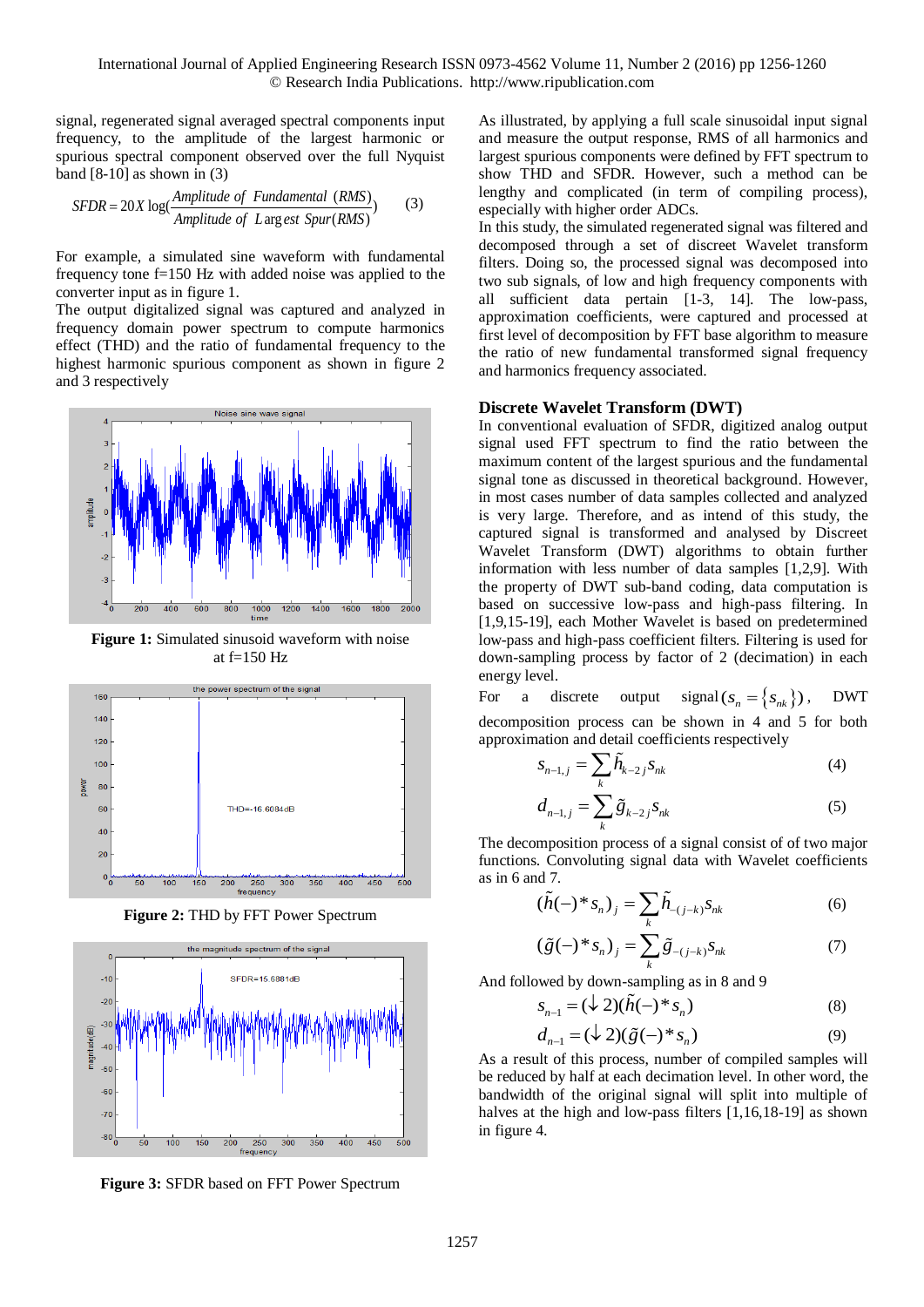signal, regenerated signal averaged spectral components input frequency, to the amplitude of the largest harmonic or spurious spectral component observed over the full Nyquist band [8-10] as shown in (3)

$$SFDR = 20X\log(\frac{Amplitude\ of\ Fundamental\ (RMS)}{Amplitude\ of\ Largest\ Spur(RMS)}) \quad (3)$$

For example, a simulated sine waveform with fundamental frequency tone f=150 Hz with added noise was applied to the converter input as in figure 1.

The output digitalized signal was captured and analyzed in frequency domain power spectrum to compute harmonics effect (THD) and the ratio of fundamental frequency to the highest harmonic spurious component as shown in figure 2 and 3 respectively

**Figure 1:** Simulated sinusoid waveform with noise at f=150 Hz

**Figure 2:** THD by FFT Power Spectrum

**Figure 3:** SFDR based on FFT Power Spectrum

As illustrated, by applying a full scale sinusoidal input signal and measure the output response, RMS of all harmonics and largest spurious components were defined by FFT spectrum to show THD and SFDR. However, such a method can be lengthy and complicated (in term of compiling process), especially with higher order ADCs.

In this study, the simulated regenerated signal was filtered and decomposed through a set of discreet Wavelet transform filters. Doing so, the processed signal was decomposed into two sub signals, of low and high frequency components with all sufficient data pertain [1-3, 14]. The low-pass, approximation coefficients, were captured and processed at first level of decomposition by FFT base algorithm to measure the ratio of new fundamental transformed signal frequency and harmonics frequency associated.

## Discrete Wavelet Transform (DWT)

In conventional evaluation of SFDR, digitized analog output signal used FFT spectrum to find the ratio between the maximum content of the largest spurious and the fundamental signal tone as discussed in theoretical background. However, in most cases number of data samples collected and analyzed is very large. Therefore, and as intend of this study, the captured signal is transformed and analysed by Discreet Wavelet Transform (DWT) algorithms to obtain further information with less number of data samples [1,2,9]. With the property of DWT sub-band coding, data computation is based on successive low-pass and high-pass filtering. In [1,9,15-19], each Mother Wavelet is based on predetermined low-pass and high-pass coefficient filters. Filtering is used for down-sampling process by factor of 2 (decimation) in each energy level.

For a discrete output signal $(s_n = \{s_{nk}\})$, DWT decomposition process can be shown in 4 and 5 for both approximation and detail coefficients respectively

$$s_{n-1,j} = \sum_k \tilde{h}_{k-2j} s_{nk} \quad (4)$$

$$d_{n-1,j} = \sum_k \tilde{g}_{k-2j} s_{nk} \quad (5)$$

The decomposition process of a signal consist of of two major functions. Convoluting signal data with Wavelet coefficients as in 6 and 7.

$$(\tilde{h}(-) * s_n)_j = \sum_k \tilde{h}_{-(j-k)} s_{nk} \quad (6)$$

$$(\tilde{g}(-) * s_n)_j = \sum_k \tilde{g}_{-(j-k)} s_{nk} \quad (7)$$

And followed by down-sampling as in 8 and 9

$$s_{n-1} = (\downarrow 2)(\tilde{h}(-) * s_n) \quad (8)$$

$$d_{n-1} = (\downarrow 2)(\tilde{g}(-) * s_n) \quad (9)$$

As a result of this process, number of compiled samples will be reduced by half at each decimation level. In other word, the bandwidth of the original signal will split into multiple of halves at the high and low-pass filters [1,16,18-19] as shown in figure 4.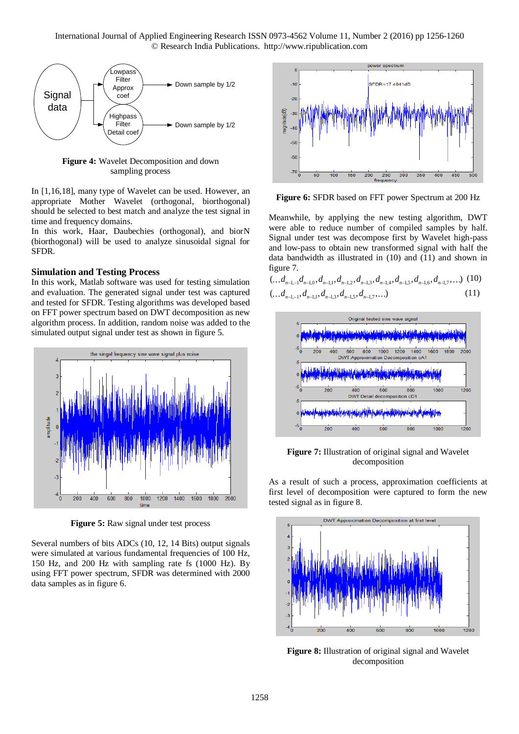**Figure 4:** Wavelet Decomposition and down sampling process

In [1,16,18], many type of Wavelet can be used. However, an appropriate Mother Wavelet (orthogonal, biorthogonal) should be selected to best match and analyze the test signal in time and frequency domains.

In this work, Haar, Daubechies (orthogonal), and biorN (biorthogonal) will be used to analyze sinusoidal signal for SFDR.

### Simulation and Testing Process

In this work, Matlab software was used for testing simulation and evaluation. The generated signal under test was captured and tested for SFDR. Testing algorithms was developed based on FFT power spectrum based on DWT decomposition as new algorithm process. In addition, random noise was added to the simulated output signal under test as shown in figure 5.

**Figure 5:** Raw signal under test process

Several numbers of bits ADCs (10, 12, 14 Bits) output signals were simulated at various fundamental frequencies of 100 Hz, 150 Hz, and 200 Hz with sampling rate fs (1000 Hz). By using FFT power spectrum, SFDR was determined with 2000 data samples as in figure 6.

**Figure 6:** SFDR based on FFT power Spectrum at 200 Hz

Meanwhile, by applying the new testing algorithm, DWT were able to reduce number of compiled samples by half. Signal under test was decompose first by Wavelet high-pass and low-pass to obtain new transformed signal with half the data bandwidth as illustrated in (10) and (11) and shown in figure 7.

$$(\ldots d_{n-1,-1} d_{n-1,0}, d_{n-1,1}, d_{n-1,2}, d_{n-1,3}, d_{n-1,4}, d_{n-1,5}, d_{n-1,6}, d_{n-1,7}, \ldots) \quad (10)$$

$$(\ldots d_{n-1,-1}, d_{n-1,1}, d_{n-1,3}, d_{n-1,5}, d_{n-1,7}, \ldots) \quad (11)$$

**Figure 7:** Illustration of original signal and Wavelet decomposition

As a result of such a process, approximation coefficients at first level of decomposition were captured to form the new tested signal as in figure 8.

**Figure 8:** Illustration of original signal and Wavelet decomposition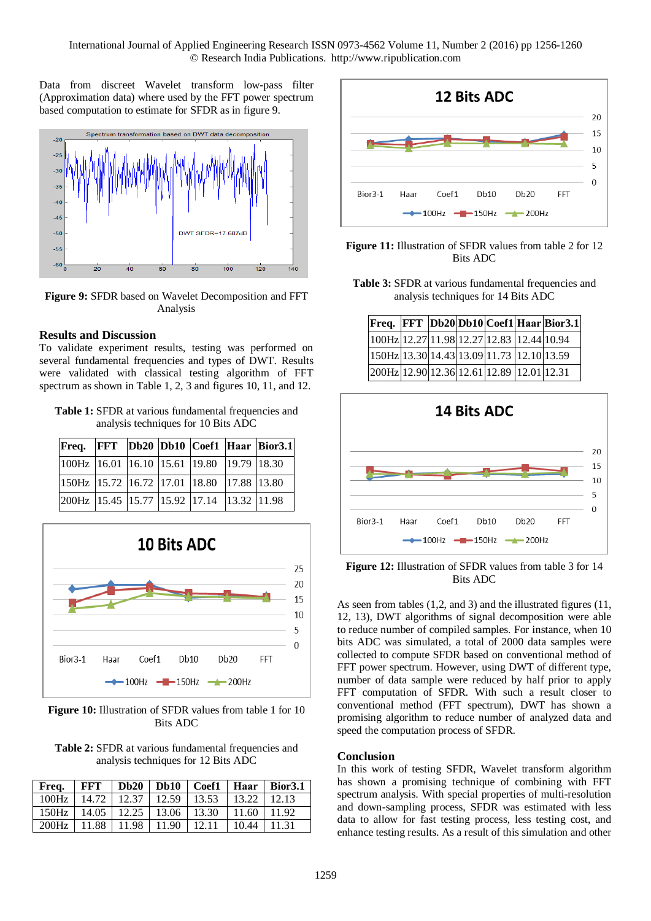Data from discreet Wavelet transform low-pass filter (Approximation data) where used by the FFT power spectrum based computation to estimate for SFDR as in figure 9.

**Figure 9:** SFDR based on Wavelet Decomposition and FFT Analysis

## Results and Discussion

To validate experiment results, testing was performed on several fundamental frequencies and types of DWT. Results were validated with classical testing algorithm of FFT spectrum as shown in Table 1, 2, 3 and figures 10, 11, and 12.

**Table 1:** SFDR at various fundamental frequencies and analysis techniques for 10 Bits ADC

| Freq. | FFT | Db20 | Db10 | Coef1 | Haar | Bior3.1 |
|---|---|---|---|---|---|---|
| 100Hz | 16.01 | 16.10 | 15.61 | 19.80 | 19.79 | 18.30 |
| 150Hz | 15.72 | 16.72 | 17.01 | 18.80 | 17.88 | 13.80 |
| 200Hz | 15.45 | 15.77 | 15.92 | 17.14 | 13.32 | 11.98 |

**Figure 10:** Illustration of SFDR values from table 1 for 10 Bits ADC

**Table 2:** SFDR at various fundamental frequencies and analysis techniques for 12 Bits ADC

| Freq. | FFT | Db20 | Db10 | Coef1 | Haar | Bior3.1 |
|---|---|---|---|---|---|---|
| 100Hz | 14.72 | 12.37 | 12.59 | 13.53 | 13.22 | 12.13 |
| 150Hz | 14.05 | 12.25 | 13.06 | 13.30 | 11.60 | 11.92 |
| 200Hz | 11.88 | 11.98 | 11.90 | 12.11 | 10.44 | 11.31 |

**Figure 11:** Illustration of SFDR values from table 2 for 12 Bits ADC

**Table 3:** SFDR at various fundamental frequencies and analysis techniques for 14 Bits ADC

| Freq. | FFT | Db20 | Db10 | Coef1 | Haar | Bior3.1 |
|---|---|---|---|---|---|---|
| 100Hz | 12.27 | 11.98 | 12.27 | 12.83 | 12.44 | 10.94 |
| 150Hz | 13.30 | 14.43 | 13.09 | 11.73 | 12.10 | 13.59 |
| 200Hz | 12.90 | 12.36 | 12.61 | 12.89 | 12.01 | 12.31 |

**Figure 12:** Illustration of SFDR values from table 3 for 14 Bits ADC

As seen from tables (1,2, and 3) and the illustrated figures (11, 12, 13), DWT algorithms of signal decomposition were able to reduce number of compiled samples. For instance, when 10 bits ADC was simulated, a total of 2000 data samples were collected to compute SFDR based on conventional method of FFT power spectrum. However, using DWT of different type, number of data sample were reduced by half prior to apply FFT computation of SFDR. With such a result closer to conventional method (FFT spectrum), DWT has shown a promising algorithm to reduce number of analyzed data and speed the computation process of SFDR.

## Conclusion

In this work of testing SFDR, Wavelet transform algorithm has shown a promising technique of combining with FFT spectrum analysis. With special properties of multi-resolution and down-sampling process, SFDR was estimated with less data to allow for fast testing process, less testing cost, and enhance testing results. As a result of this simulation and other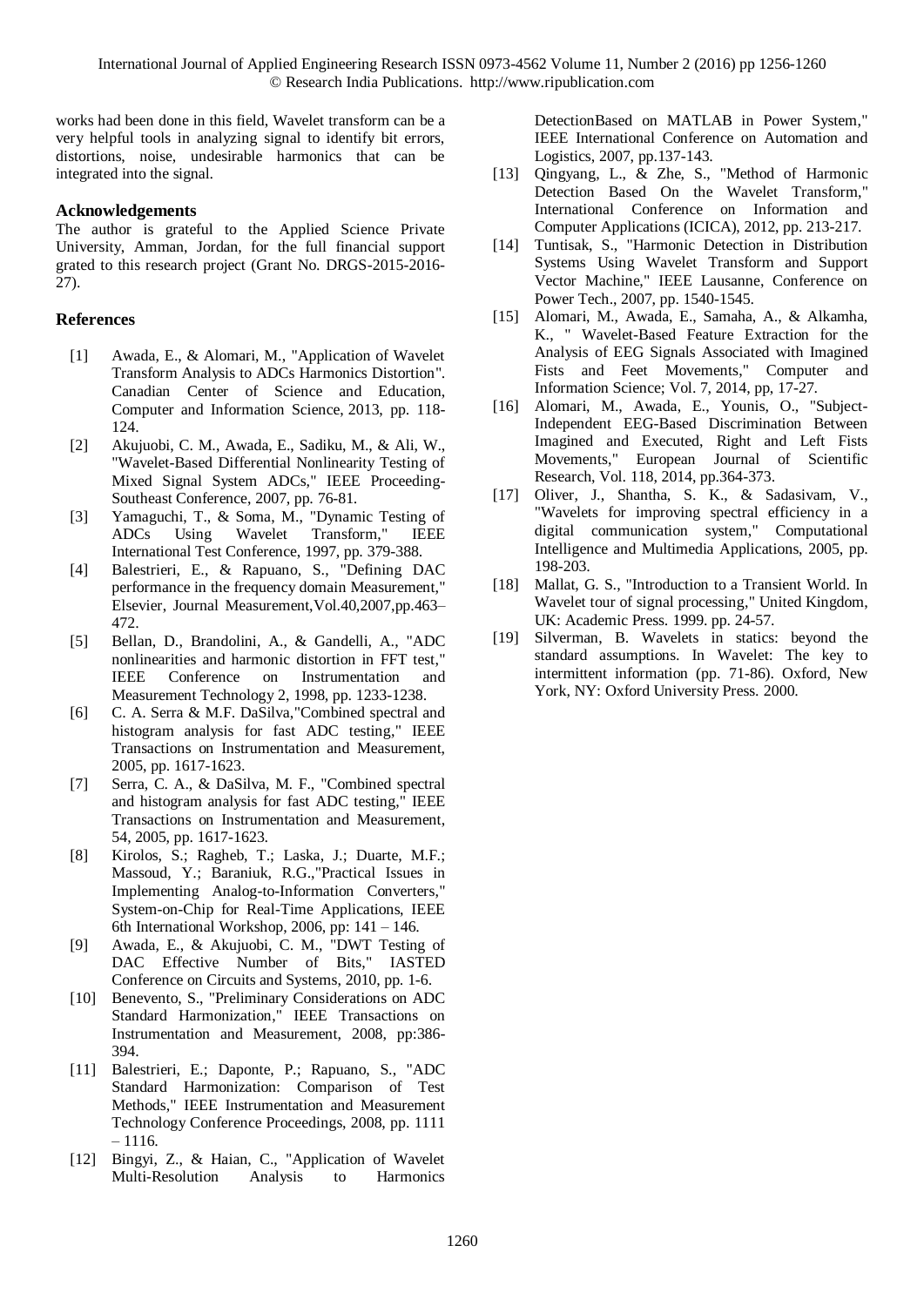works had been done in this field, Wavelet transform can be a very helpful tools in analyzing signal to identify bit errors, distortions, noise, undesirable harmonics that can be integrated into the signal.

## Acknowledgements

The author is grateful to the Applied Science Private University, Amman, Jordan, for the full financial support grated to this research project (Grant No. DRGS-2015-2016-27).

## References

[1] Awada, E., & Alomari, M., "Application of Wavelet Transform Analysis to ADCs Harmonics Distortion". Canadian Center of Science and Education, Computer and Information Science, 2013, pp. 118-124.

[2] Akujuobi, C. M., Awada, E., Sadiku, M., & Ali, W., "Wavelet-Based Differential Nonlinearity Testing of Mixed Signal System ADCs," IEEE Proceeding-Southeast Conference, 2007, pp. 76-81.

[3] Yamaguchi, T., & Soma, M., "Dynamic Testing of ADCs Using Wavelet Transform," IEEE International Test Conference, 1997, pp. 379-388.

[4] Balestrieri, E., & Rapuano, S., "Defining DAC performance in the frequency domain Measurement," Elsevier, Journal Measurement,Vol.40,2007,pp.463–472.

[5] Bellan, D., Brandolini, A., & Gandelli, A., "ADC nonlinearities and harmonic distortion in FFT test," IEEE Conference on Instrumentation and Measurement Technology 2, 1998, pp. 1233-1238.

[6] C. A. Serra & M.F. DaSilva,"Combined spectral and histogram analysis for fast ADC testing," IEEE Transactions on Instrumentation and Measurement, 2005, pp. 1617-1623.

[7] Serra, C. A., & DaSilva, M. F., "Combined spectral and histogram analysis for fast ADC testing," IEEE Transactions on Instrumentation and Measurement, 54, 2005, pp. 1617-1623.

[8] Kirolos, S.; Ragheb, T.; Laska, J.; Duarte, M.F.; Massoud, Y.; Baraniuk, R.G.,"Practical Issues in Implementing Analog-to-Information Converters," System-on-Chip for Real-Time Applications, IEEE 6th International Workshop, 2006, pp: 141 – 146.

[9] Awada, E., & Akujuobi, C. M., "DWT Testing of DAC Effective Number of Bits," IASTED Conference on Circuits and Systems, 2010, pp. 1-6.

[10] Benevento, S., "Preliminary Considerations on ADC Standard Harmonization," IEEE Transactions on Instrumentation and Measurement, 2008, pp:386-394.

[11] Balestrieri, E.; Daponte, P.; Rapuano, S., "ADC Standard Harmonization: Comparison of Test Methods," IEEE Instrumentation and Measurement Technology Conference Proceedings, 2008, pp. 1111 – 1116.

[12] Bingyi, Z., & Haian, C., "Application of Wavelet Multi-Resolution Analysis to Harmonics DetectionBased on MATLAB in Power System," IEEE International Conference on Automation and Logistics, 2007, pp.137-143.

[13] Qingyang, L., & Zhe, S., "Method of Harmonic Detection Based On the Wavelet Transform," International Conference on Information and Computer Applications (ICICA), 2012, pp. 213-217.

[14] Tuntisak, S., "Harmonic Detection in Distribution Systems Using Wavelet Transform and Support Vector Machine," IEEE Lausanne, Conference on Power Tech., 2007, pp. 1540-1545.

[15] Alomari, M., Awada, E., Samaha, A., & Alkamha, K., " Wavelet-Based Feature Extraction for the Analysis of EEG Signals Associated with Imagined Fists and Feet Movements," Computer and Information Science; Vol. 7, 2014, pp, 17-27.

[16] Alomari, M., Awada, E., Younis, O., "Subject-Independent EEG-Based Discrimination Between Imagined and Executed, Right and Left Fists Movements," European Journal of Scientific Research, Vol. 118, 2014, pp.364-373.

[17] Oliver, J., Shantha, S. K., & Sadasivam, V., "Wavelets for improving spectral efficiency in a digital communication system," Computational Intelligence and Multimedia Applications, 2005, pp. 198-203.

[18] Mallat, G. S., "Introduction to a Transient World. In Wavelet tour of signal processing," United Kingdom, UK: Academic Press. 1999. pp. 24-57.

[19] Silverman, B. Wavelets in statics: beyond the standard assumptions. In Wavelet: The key to intermittent information (pp. 71-86). Oxford, New York, NY: Oxford University Press. 2000.